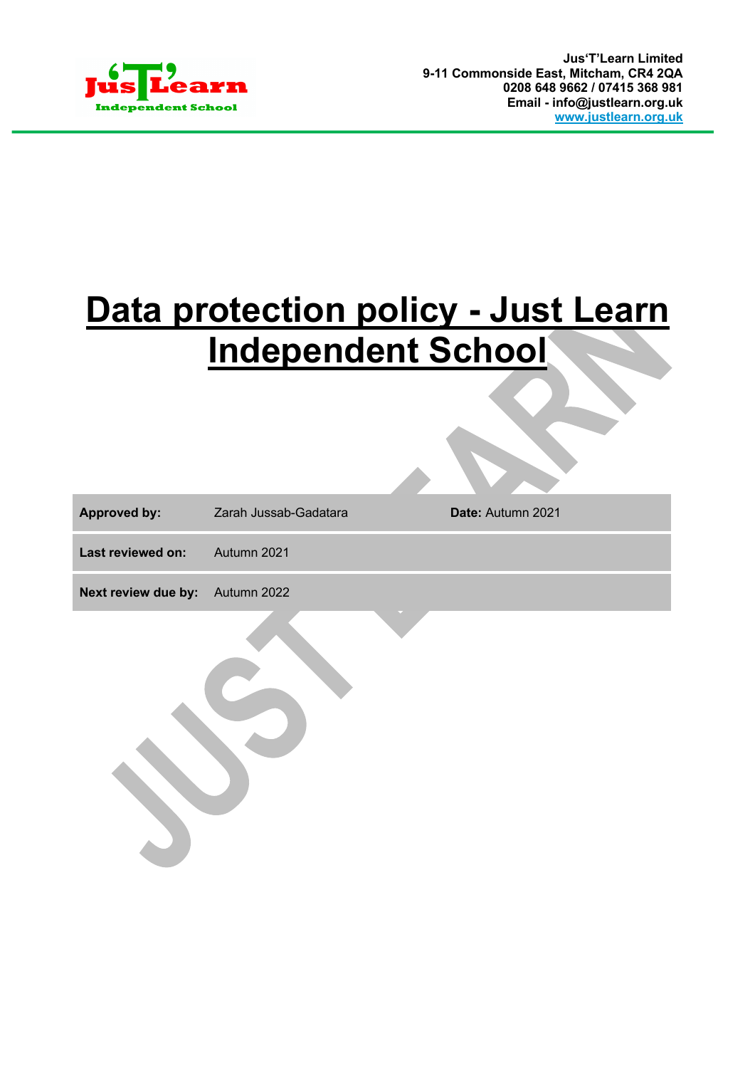Jus'T'Learn Limited
9-11 Commonside East, Mitcham, CR4 2QA
0208 648 9662 / 07415 368 981
Email - info@justlearn.org.uk
www.justlearn.org.uk

# Data protection policy - Just Learn Independent School

| **Approved by:** | Zarah Jussab-Gadatara | **Date:** Autumn 2021 |
|---|---|---|
| **Last reviewed on:** | Autumn 2021 | |
| **Next review due by:** | Autumn 2022 | |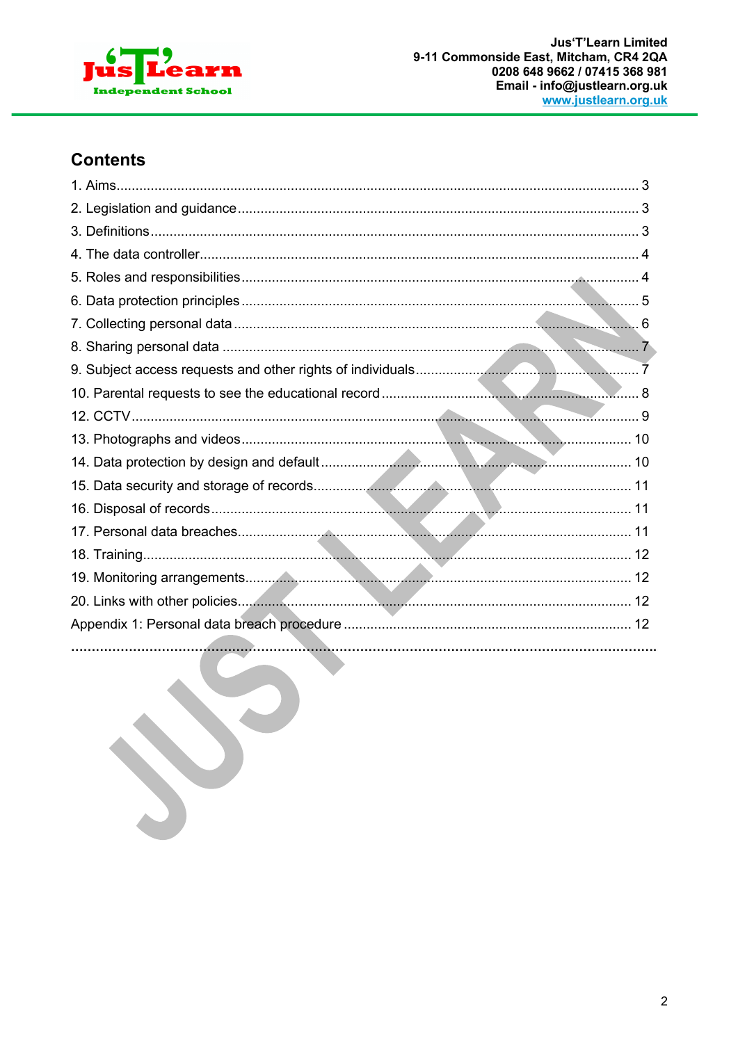## Contents

1. Aims ........................................................................................................................ 3
2. Legislation and guidance ......................................................................................... 3
3. Definitions ............................................................................................................... 3
4. The data controller ................................................................................................... 4
5. Roles and responsibilities ........................................................................................ 4
6. Data protection principles ........................................................................................ 5
7. Collecting personal data .......................................................................................... 6
8. Sharing personal data ............................................................................................. 7
9. Subject access requests and other rights of individuals ........................................... 7
10. Parental requests to see the educational record ..................................................... 8
12. CCTV ..................................................................................................................... 9
13. Photographs and videos ....................................................................................... 10
14. Data protection by design and default .................................................................. 10
15. Data security and storage of records ..................................................................... 11
16. Disposal of records ............................................................................................... 11
17. Personal data breaches ......................................................................................... 11
18. Training ................................................................................................................. 12
19. Monitoring arrangements ...................................................................................... 12
20. Links with other policies ........................................................................................ 12

Appendix 1: Personal data breach procedure ............................................................ 12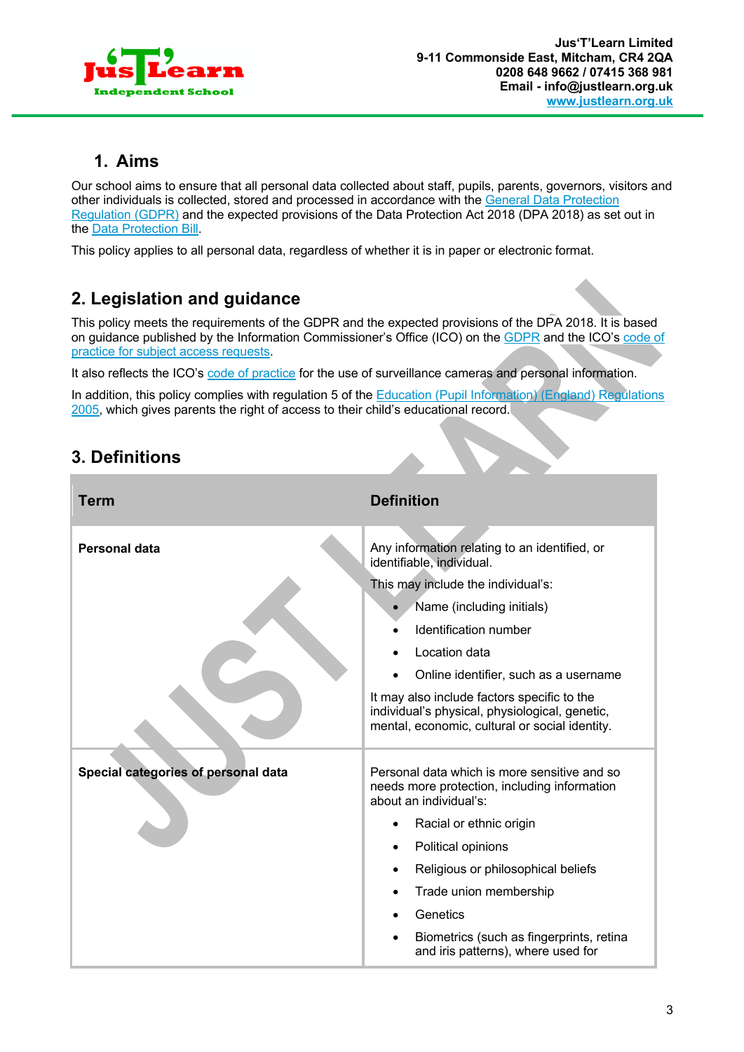## 1. Aims

Our school aims to ensure that all personal data collected about staff, pupils, parents, governors, visitors and other individuals is collected, stored and processed in accordance with the General Data Protection Regulation (GDPR) and the expected provisions of the Data Protection Act 2018 (DPA 2018) as set out in the Data Protection Bill.

This policy applies to all personal data, regardless of whether it is in paper or electronic format.

## 2. Legislation and guidance

This policy meets the requirements of the GDPR and the expected provisions of the DPA 2018. It is based on guidance published by the Information Commissioner's Office (ICO) on the GDPR and the ICO's code of practice for subject access requests.

It also reflects the ICO's code of practice for the use of surveillance cameras and personal information.

In addition, this policy complies with regulation 5 of the Education (Pupil Information) (England) Regulations 2005, which gives parents the right of access to their child's educational record.

## 3. Definitions

| Term | Definition |
|---|---|
| **Personal data** | Any information relating to an identified, or identifiable, individual.<br><br>This may include the individual's:<br>• Name (including initials)<br>• Identification number<br>• Location data<br>• Online identifier, such as a username<br><br>It may also include factors specific to the individual's physical, physiological, genetic, mental, economic, cultural or social identity. |
| **Special categories of personal data** | Personal data which is more sensitive and so needs more protection, including information about an individual's:<br>• Racial or ethnic origin<br>• Political opinions<br>• Religious or philosophical beliefs<br>• Trade union membership<br>• Genetics<br>• Biometrics (such as fingerprints, retina and iris patterns), where used for |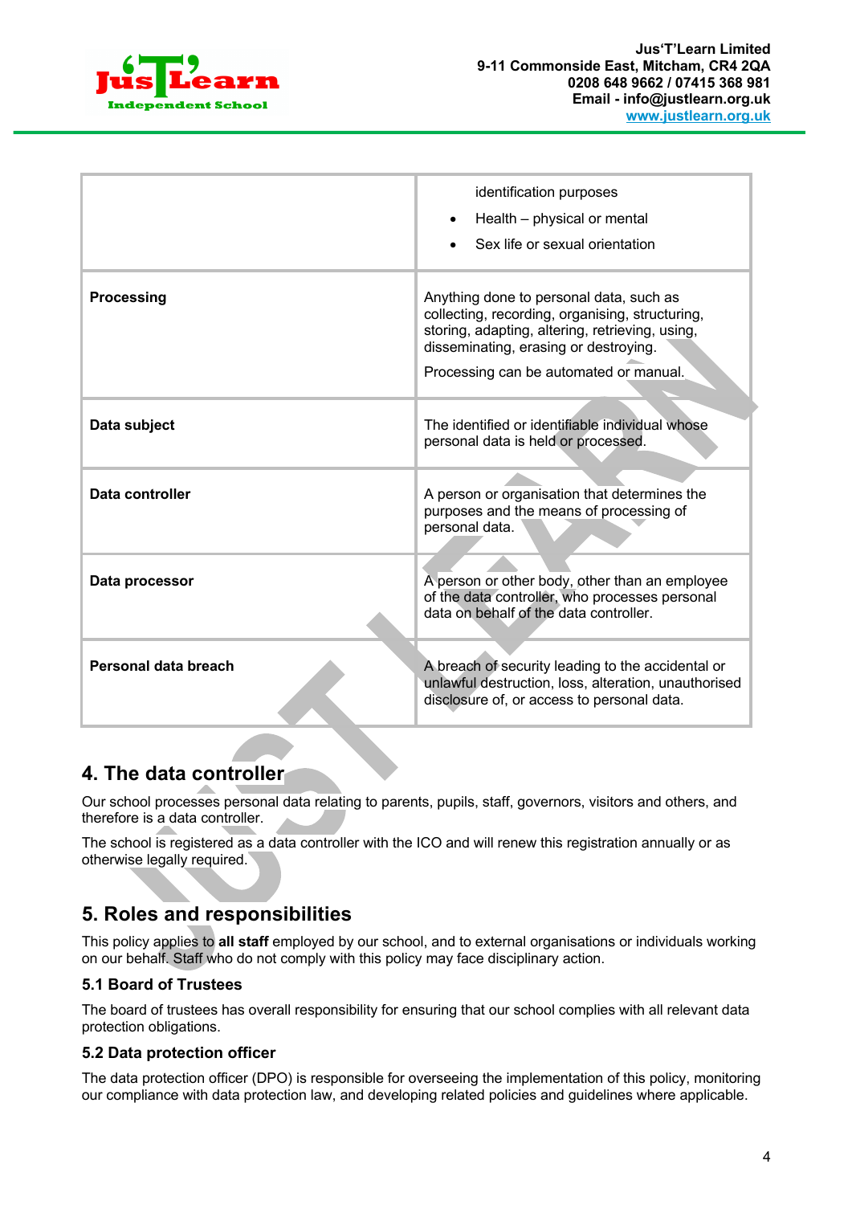| | |
|---|---|
| | identification purposes<br>• Health – physical or mental<br>• Sex life or sexual orientation |
| **Processing** | Anything done to personal data, such as collecting, recording, organising, structuring, storing, adapting, altering, retrieving, using, disseminating, erasing or destroying.<br>Processing can be automated or manual. |
| **Data subject** | The identified or identifiable individual whose personal data is held or processed. |
| **Data controller** | A person or organisation that determines the purposes and the means of processing of personal data. |
| **Data processor** | A person or other body, other than an employee of the data controller, who processes personal data on behalf of the data controller. |
| **Personal data breach** | A breach of security leading to the accidental or unlawful destruction, loss, alteration, unauthorised disclosure of, or access to personal data. |

## 4. The data controller

Our school processes personal data relating to parents, pupils, staff, governors, visitors and others, and therefore is a data controller.

The school is registered as a data controller with the ICO and will renew this registration annually or as otherwise legally required.

## 5. Roles and responsibilities

This policy applies to **all staff** employed by our school, and to external organisations or individuals working on our behalf. Staff who do not comply with this policy may face disciplinary action.

### 5.1 Board of Trustees

The board of trustees has overall responsibility for ensuring that our school complies with all relevant data protection obligations.

### 5.2 Data protection officer

The data protection officer (DPO) is responsible for overseeing the implementation of this policy, monitoring our compliance with data protection law, and developing related policies and guidelines where applicable.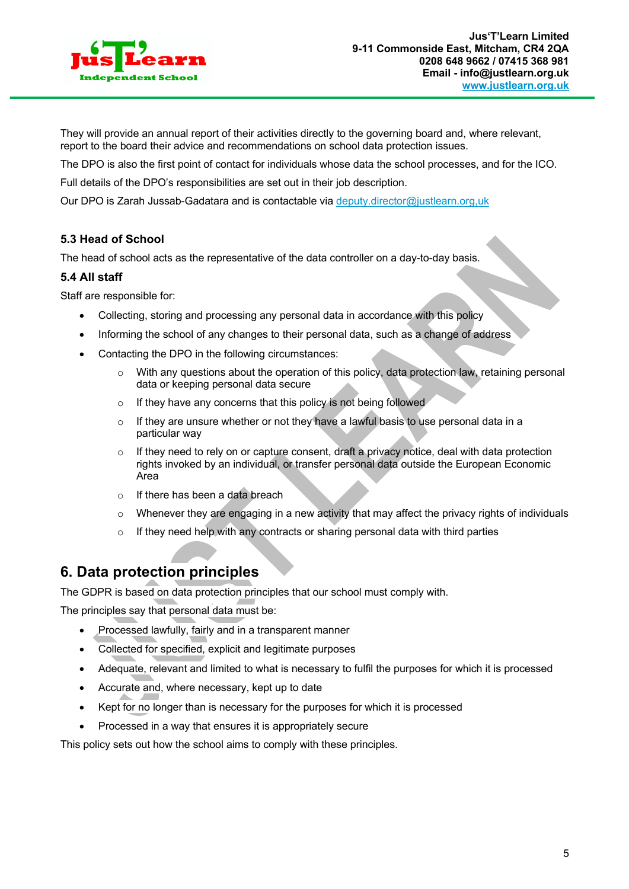They will provide an annual report of their activities directly to the governing board and, where relevant, report to the board their advice and recommendations on school data protection issues.

The DPO is also the first point of contact for individuals whose data the school processes, and for the ICO.

Full details of the DPO's responsibilities are set out in their job description.

Our DPO is Zarah Jussab-Gadatara and is contactable via deputy.director@justlearn.org,uk

### 5.3 Head of School

The head of school acts as the representative of the data controller on a day-to-day basis.

### 5.4 All staff

Staff are responsible for:

- Collecting, storing and processing any personal data in accordance with this policy
- Informing the school of any changes to their personal data, such as a change of address
- Contacting the DPO in the following circumstances:
  - With any questions about the operation of this policy, data protection law, retaining personal data or keeping personal data secure
  - If they have any concerns that this policy is not being followed
  - If they are unsure whether or not they have a lawful basis to use personal data in a particular way
  - If they need to rely on or capture consent, draft a privacy notice, deal with data protection rights invoked by an individual, or transfer personal data outside the European Economic Area
  - If there has been a data breach
  - Whenever they are engaging in a new activity that may affect the privacy rights of individuals
  - If they need help with any contracts or sharing personal data with third parties

## 6. Data protection principles

The GDPR is based on data protection principles that our school must comply with.

The principles say that personal data must be:

- Processed lawfully, fairly and in a transparent manner
- Collected for specified, explicit and legitimate purposes
- Adequate, relevant and limited to what is necessary to fulfil the purposes for which it is processed
- Accurate and, where necessary, kept up to date
- Kept for no longer than is necessary for the purposes for which it is processed
- Processed in a way that ensures it is appropriately secure

This policy sets out how the school aims to comply with these principles.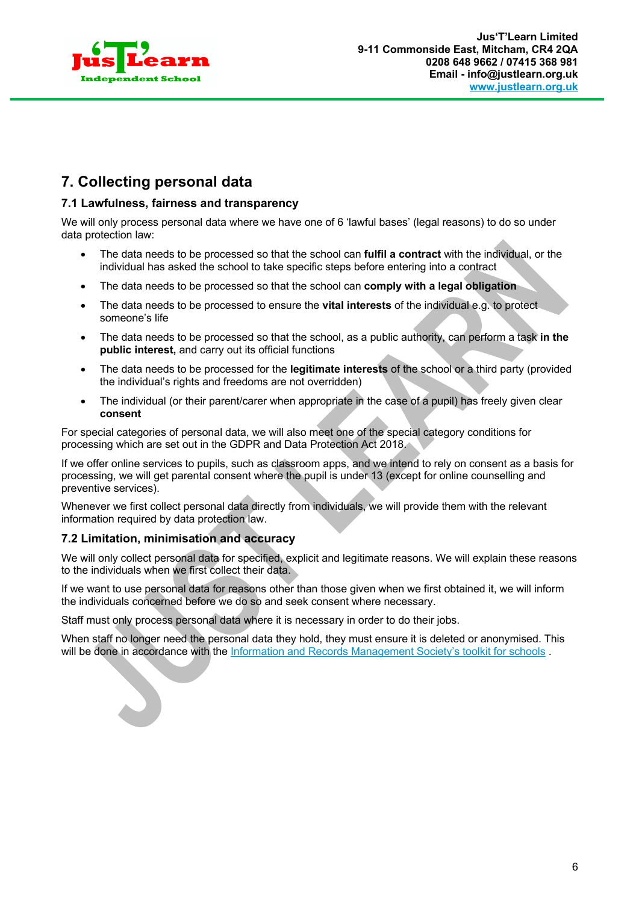## 7. Collecting personal data

### 7.1 Lawfulness, fairness and transparency

We will only process personal data where we have one of 6 'lawful bases' (legal reasons) to do so under data protection law:

- The data needs to be processed so that the school can **fulfil a contract** with the individual, or the individual has asked the school to take specific steps before entering into a contract
- The data needs to be processed so that the school can **comply with a legal obligation**
- The data needs to be processed to ensure the **vital interests** of the individual e.g. to protect someone's life
- The data needs to be processed so that the school, as a public authority, can perform a task **in the public interest,** and carry out its official functions
- The data needs to be processed for the **legitimate interests** of the school or a third party (provided the individual's rights and freedoms are not overridden)
- The individual (or their parent/carer when appropriate in the case of a pupil) has freely given clear **consent**

For special categories of personal data, we will also meet one of the special category conditions for processing which are set out in the GDPR and Data Protection Act 2018.

If we offer online services to pupils, such as classroom apps, and we intend to rely on consent as a basis for processing, we will get parental consent where the pupil is under 13 (except for online counselling and preventive services).

Whenever we first collect personal data directly from individuals, we will provide them with the relevant information required by data protection law.

### 7.2 Limitation, minimisation and accuracy

We will only collect personal data for specified, explicit and legitimate reasons. We will explain these reasons to the individuals when we first collect their data.

If we want to use personal data for reasons other than those given when we first obtained it, we will inform the individuals concerned before we do so and seek consent where necessary.

Staff must only process personal data where it is necessary in order to do their jobs.

When staff no longer need the personal data they hold, they must ensure it is deleted or anonymised. This will be done in accordance with the Information and Records Management Society's toolkit for schools .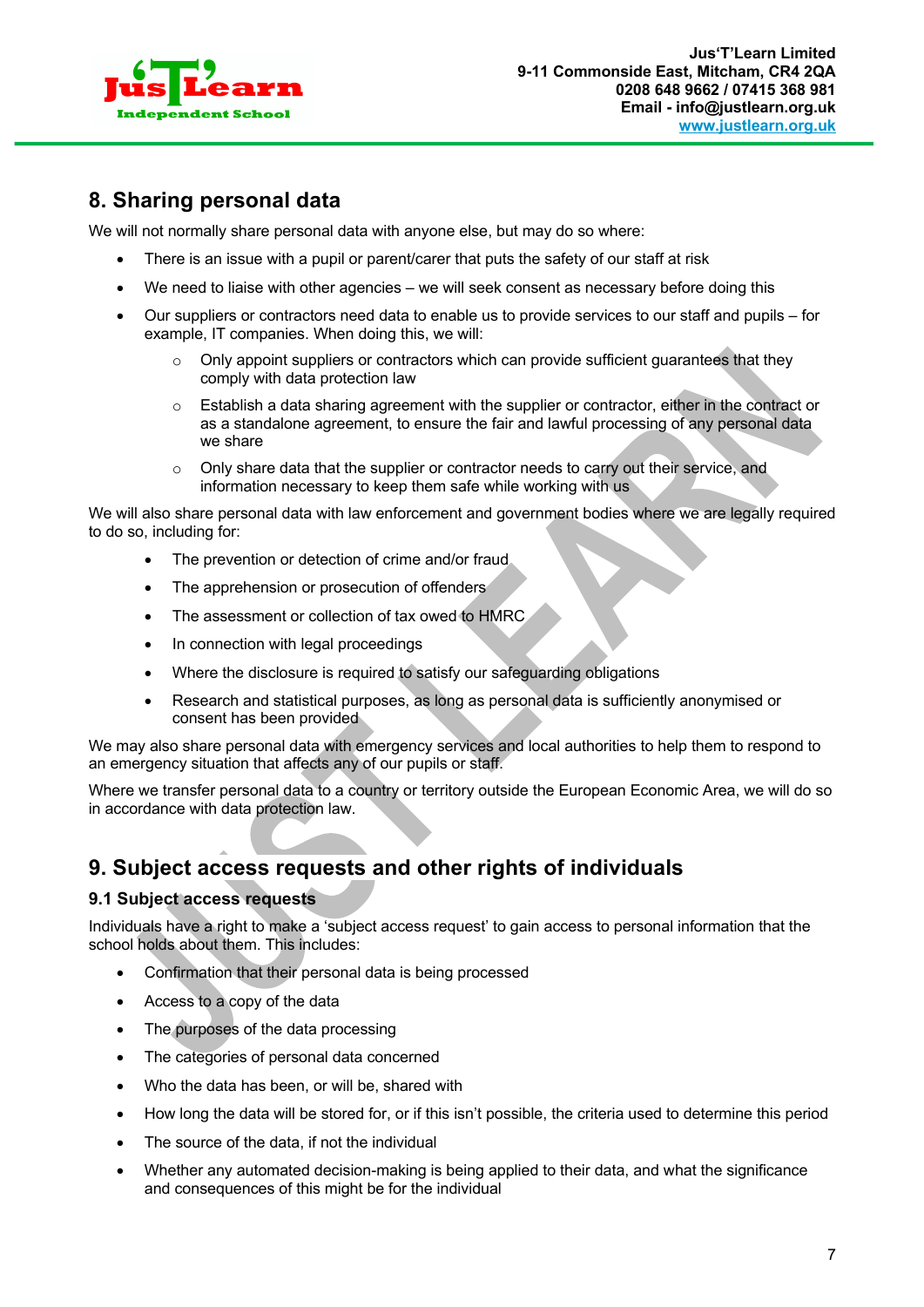## 8. Sharing personal data

We will not normally share personal data with anyone else, but may do so where:

- There is an issue with a pupil or parent/carer that puts the safety of our staff at risk
- We need to liaise with other agencies – we will seek consent as necessary before doing this
- Our suppliers or contractors need data to enable us to provide services to our staff and pupils – for example, IT companies. When doing this, we will:
  - Only appoint suppliers or contractors which can provide sufficient guarantees that they comply with data protection law
  - Establish a data sharing agreement with the supplier or contractor, either in the contract or as a standalone agreement, to ensure the fair and lawful processing of any personal data we share
  - Only share data that the supplier or contractor needs to carry out their service, and information necessary to keep them safe while working with us

We will also share personal data with law enforcement and government bodies where we are legally required to do so, including for:

- The prevention or detection of crime and/or fraud
- The apprehension or prosecution of offenders
- The assessment or collection of tax owed to HMRC
- In connection with legal proceedings
- Where the disclosure is required to satisfy our safeguarding obligations
- Research and statistical purposes, as long as personal data is sufficiently anonymised or consent has been provided

We may also share personal data with emergency services and local authorities to help them to respond to an emergency situation that affects any of our pupils or staff.

Where we transfer personal data to a country or territory outside the European Economic Area, we will do so in accordance with data protection law.

## 9. Subject access requests and other rights of individuals

### 9.1 Subject access requests

Individuals have a right to make a 'subject access request' to gain access to personal information that the school holds about them. This includes:

- Confirmation that their personal data is being processed
- Access to a copy of the data
- The purposes of the data processing
- The categories of personal data concerned
- Who the data has been, or will be, shared with
- How long the data will be stored for, or if this isn't possible, the criteria used to determine this period
- The source of the data, if not the individual
- Whether any automated decision-making is being applied to their data, and what the significance and consequences of this might be for the individual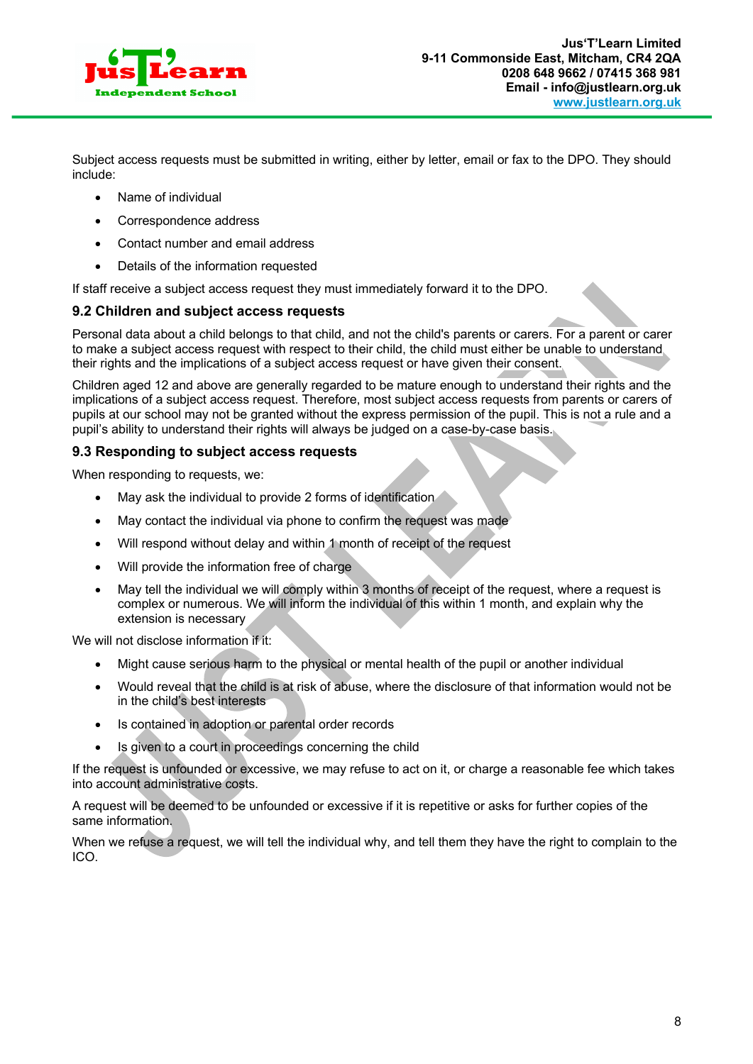Subject access requests must be submitted in writing, either by letter, email or fax to the DPO. They should include:

- Name of individual
- Correspondence address
- Contact number and email address
- Details of the information requested

If staff receive a subject access request they must immediately forward it to the DPO.

### 9.2 Children and subject access requests

Personal data about a child belongs to that child, and not the child's parents or carers. For a parent or carer to make a subject access request with respect to their child, the child must either be unable to understand their rights and the implications of a subject access request or have given their consent.

Children aged 12 and above are generally regarded to be mature enough to understand their rights and the implications of a subject access request. Therefore, most subject access requests from parents or carers of pupils at our school may not be granted without the express permission of the pupil. This is not a rule and a pupil's ability to understand their rights will always be judged on a case-by-case basis.

### 9.3 Responding to subject access requests

When responding to requests, we:

- May ask the individual to provide 2 forms of identification
- May contact the individual via phone to confirm the request was made
- Will respond without delay and within 1 month of receipt of the request
- Will provide the information free of charge
- May tell the individual we will comply within 3 months of receipt of the request, where a request is complex or numerous. We will inform the individual of this within 1 month, and explain why the extension is necessary

We will not disclose information if it:

- Might cause serious harm to the physical or mental health of the pupil or another individual
- Would reveal that the child is at risk of abuse, where the disclosure of that information would not be in the child's best interests
- Is contained in adoption or parental order records
- Is given to a court in proceedings concerning the child

If the request is unfounded or excessive, we may refuse to act on it, or charge a reasonable fee which takes into account administrative costs.

A request will be deemed to be unfounded or excessive if it is repetitive or asks for further copies of the same information.

When we refuse a request, we will tell the individual why, and tell them they have the right to complain to the ICO.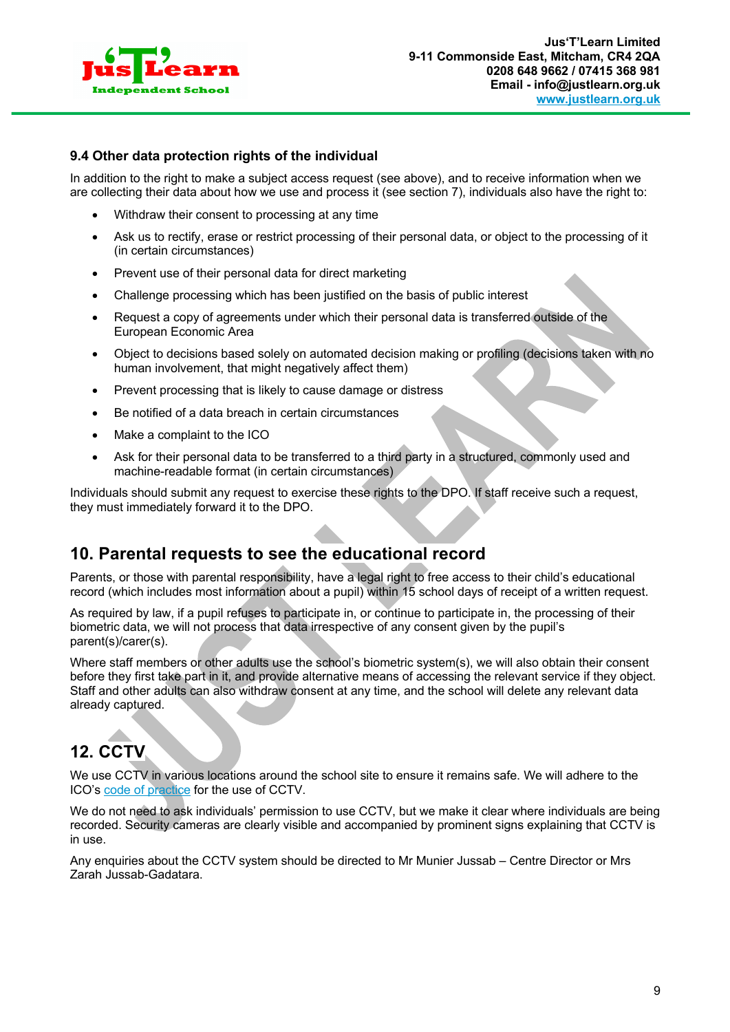### 9.4 Other data protection rights of the individual

In addition to the right to make a subject access request (see above), and to receive information when we are collecting their data about how we use and process it (see section 7), individuals also have the right to:

- Withdraw their consent to processing at any time
- Ask us to rectify, erase or restrict processing of their personal data, or object to the processing of it (in certain circumstances)
- Prevent use of their personal data for direct marketing
- Challenge processing which has been justified on the basis of public interest
- Request a copy of agreements under which their personal data is transferred outside of the European Economic Area
- Object to decisions based solely on automated decision making or profiling (decisions taken with no human involvement, that might negatively affect them)
- Prevent processing that is likely to cause damage or distress
- Be notified of a data breach in certain circumstances
- Make a complaint to the ICO
- Ask for their personal data to be transferred to a third party in a structured, commonly used and machine-readable format (in certain circumstances)

Individuals should submit any request to exercise these rights to the DPO. If staff receive such a request, they must immediately forward it to the DPO.

## 10. Parental requests to see the educational record

Parents, or those with parental responsibility, have a legal right to free access to their child's educational record (which includes most information about a pupil) within 15 school days of receipt of a written request.

As required by law, if a pupil refuses to participate in, or continue to participate in, the processing of their biometric data, we will not process that data irrespective of any consent given by the pupil's parent(s)/carer(s).

Where staff members or other adults use the school's biometric system(s), we will also obtain their consent before they first take part in it, and provide alternative means of accessing the relevant service if they object. Staff and other adults can also withdraw consent at any time, and the school will delete any relevant data already captured.

## 12. CCTV

We use CCTV in various locations around the school site to ensure it remains safe. We will adhere to the ICO's code of practice for the use of CCTV.

We do not need to ask individuals' permission to use CCTV, but we make it clear where individuals are being recorded. Security cameras are clearly visible and accompanied by prominent signs explaining that CCTV is in use.

Any enquiries about the CCTV system should be directed to Mr Munier Jussab – Centre Director or Mrs Zarah Jussab-Gadatara.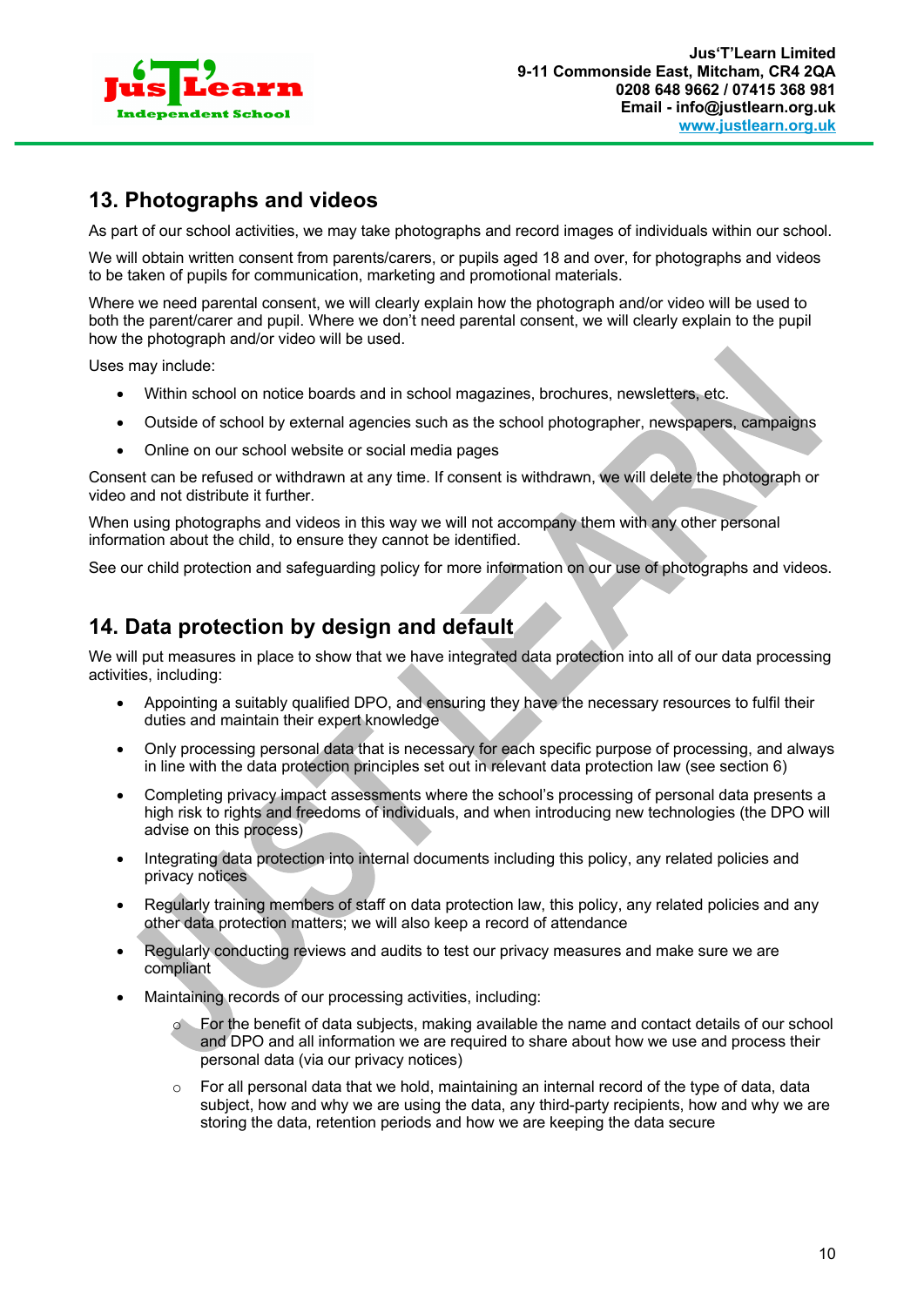## 13. Photographs and videos

As part of our school activities, we may take photographs and record images of individuals within our school.

We will obtain written consent from parents/carers, or pupils aged 18 and over, for photographs and videos to be taken of pupils for communication, marketing and promotional materials.

Where we need parental consent, we will clearly explain how the photograph and/or video will be used to both the parent/carer and pupil. Where we don't need parental consent, we will clearly explain to the pupil how the photograph and/or video will be used.

Uses may include:

- Within school on notice boards and in school magazines, brochures, newsletters, etc.
- Outside of school by external agencies such as the school photographer, newspapers, campaigns
- Online on our school website or social media pages

Consent can be refused or withdrawn at any time. If consent is withdrawn, we will delete the photograph or video and not distribute it further.

When using photographs and videos in this way we will not accompany them with any other personal information about the child, to ensure they cannot be identified.

See our child protection and safeguarding policy for more information on our use of photographs and videos.

## 14. Data protection by design and default

We will put measures in place to show that we have integrated data protection into all of our data processing activities, including:

- Appointing a suitably qualified DPO, and ensuring they have the necessary resources to fulfil their duties and maintain their expert knowledge
- Only processing personal data that is necessary for each specific purpose of processing, and always in line with the data protection principles set out in relevant data protection law (see section 6)
- Completing privacy impact assessments where the school's processing of personal data presents a high risk to rights and freedoms of individuals, and when introducing new technologies (the DPO will advise on this process)
- Integrating data protection into internal documents including this policy, any related policies and privacy notices
- Regularly training members of staff on data protection law, this policy, any related policies and any other data protection matters; we will also keep a record of attendance
- Regularly conducting reviews and audits to test our privacy measures and make sure we are compliant
- Maintaining records of our processing activities, including:
    - For the benefit of data subjects, making available the name and contact details of our school and DPO and all information we are required to share about how we use and process their personal data (via our privacy notices)
    - For all personal data that we hold, maintaining an internal record of the type of data, data subject, how and why we are using the data, any third-party recipients, how and why we are storing the data, retention periods and how we are keeping the data secure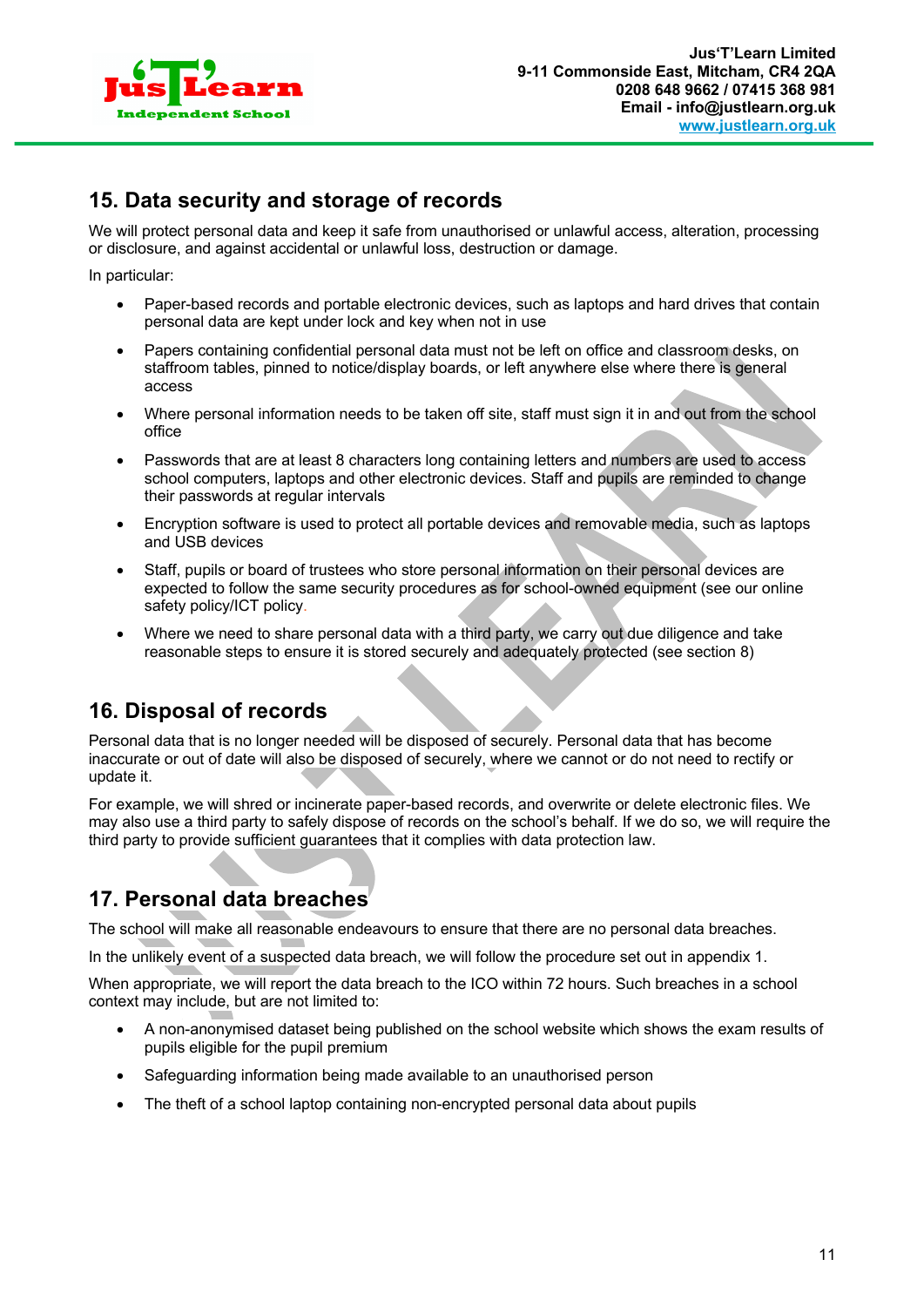## 15. Data security and storage of records

We will protect personal data and keep it safe from unauthorised or unlawful access, alteration, processing or disclosure, and against accidental or unlawful loss, destruction or damage.

In particular:

- Paper-based records and portable electronic devices, such as laptops and hard drives that contain personal data are kept under lock and key when not in use
- Papers containing confidential personal data must not be left on office and classroom desks, on staffroom tables, pinned to notice/display boards, or left anywhere else where there is general access
- Where personal information needs to be taken off site, staff must sign it in and out from the school office
- Passwords that are at least 8 characters long containing letters and numbers are used to access school computers, laptops and other electronic devices. Staff and pupils are reminded to change their passwords at regular intervals
- Encryption software is used to protect all portable devices and removable media, such as laptops and USB devices
- Staff, pupils or board of trustees who store personal information on their personal devices are expected to follow the same security procedures as for school-owned equipment (see our online safety policy/ICT policy.
- Where we need to share personal data with a third party, we carry out due diligence and take reasonable steps to ensure it is stored securely and adequately protected (see section 8)

## 16. Disposal of records

Personal data that is no longer needed will be disposed of securely. Personal data that has become inaccurate or out of date will also be disposed of securely, where we cannot or do not need to rectify or update it.

For example, we will shred or incinerate paper-based records, and overwrite or delete electronic files. We may also use a third party to safely dispose of records on the school's behalf. If we do so, we will require the third party to provide sufficient guarantees that it complies with data protection law.

## 17. Personal data breaches

The school will make all reasonable endeavours to ensure that there are no personal data breaches.

In the unlikely event of a suspected data breach, we will follow the procedure set out in appendix 1.

When appropriate, we will report the data breach to the ICO within 72 hours. Such breaches in a school context may include, but are not limited to:

- A non-anonymised dataset being published on the school website which shows the exam results of pupils eligible for the pupil premium
- Safeguarding information being made available to an unauthorised person
- The theft of a school laptop containing non-encrypted personal data about pupils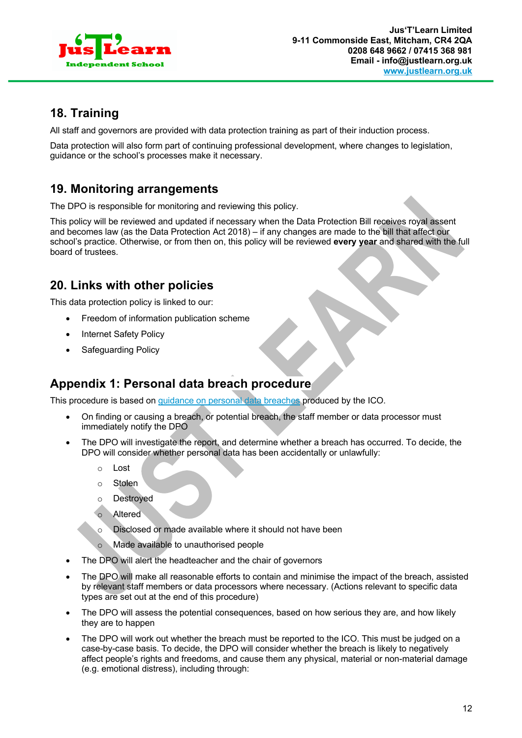## 18. Training

All staff and governors are provided with data protection training as part of their induction process.

Data protection will also form part of continuing professional development, where changes to legislation, guidance or the school's processes make it necessary.

## 19. Monitoring arrangements

The DPO is responsible for monitoring and reviewing this policy.

This policy will be reviewed and updated if necessary when the Data Protection Bill receives royal assent and becomes law (as the Data Protection Act 2018) – if any changes are made to the bill that affect our school's practice. Otherwise, or from then on, this policy will be reviewed **every year** and shared with the full board of trustees.

## 20. Links with other policies

This data protection policy is linked to our:

- Freedom of information publication scheme
- Internet Safety Policy
- Safeguarding Policy

## Appendix 1: Personal data breach procedure

This procedure is based on guidance on personal data breaches produced by the ICO.

- On finding or causing a breach, or potential breach, the staff member or data processor must immediately notify the DPO
- The DPO will investigate the report, and determine whether a breach has occurred. To decide, the DPO will consider whether personal data has been accidentally or unlawfully:
  - Lost
  - Stolen
  - Destroyed
  - Altered
  - Disclosed or made available where it should not have been
  - Made available to unauthorised people
- The DPO will alert the headteacher and the chair of governors
- The DPO will make all reasonable efforts to contain and minimise the impact of the breach, assisted by relevant staff members or data processors where necessary. (Actions relevant to specific data types are set out at the end of this procedure)
- The DPO will assess the potential consequences, based on how serious they are, and how likely they are to happen
- The DPO will work out whether the breach must be reported to the ICO. This must be judged on a case-by-case basis. To decide, the DPO will consider whether the breach is likely to negatively affect people's rights and freedoms, and cause them any physical, material or non-material damage (e.g. emotional distress), including through: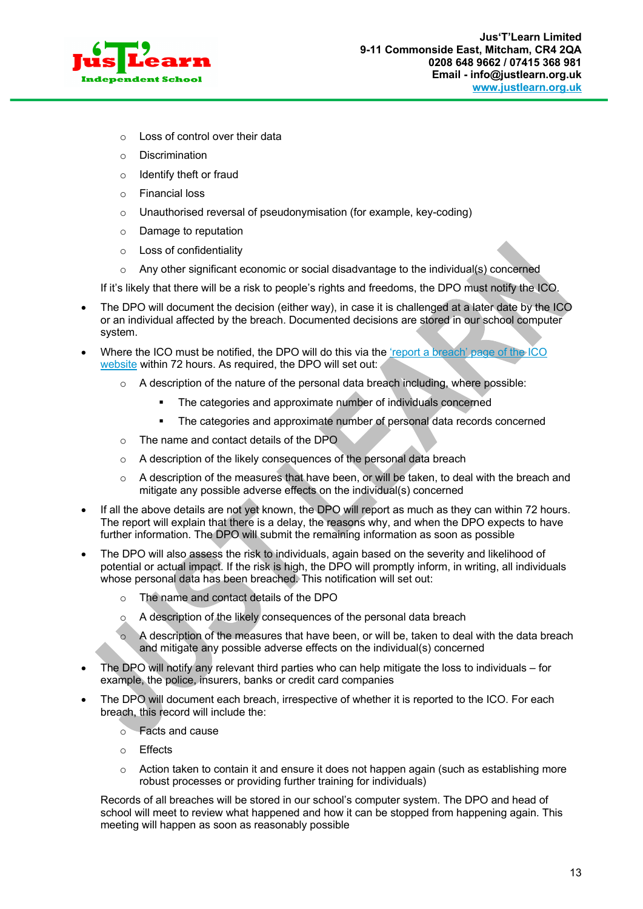- Loss of control over their data
    - Discrimination
    - Identify theft or fraud
    - Financial loss
    - Unauthorised reversal of pseudonymisation (for example, key-coding)
    - Damage to reputation
    - Loss of confidentiality
    - Any other significant economic or social disadvantage to the individual(s) concerned

  If it's likely that there will be a risk to people's rights and freedoms, the DPO must notify the ICO.

- The DPO will document the decision (either way), in case it is challenged at a later date by the ICO or an individual affected by the breach. Documented decisions are stored in our school computer system.
- Where the ICO must be notified, the DPO will do this via the ['report a breach' page of the ICO website](https://ico.org.uk) within 72 hours. As required, the DPO will set out:
    - A description of the nature of the personal data breach including, where possible:
        - The categories and approximate number of individuals concerned
        - The categories and approximate number of personal data records concerned
    - The name and contact details of the DPO
    - A description of the likely consequences of the personal data breach
    - A description of the measures that have been, or will be taken, to deal with the breach and mitigate any possible adverse effects on the individual(s) concerned
- If all the above details are not yet known, the DPO will report as much as they can within 72 hours. The report will explain that there is a delay, the reasons why, and when the DPO expects to have further information. The DPO will submit the remaining information as soon as possible
- The DPO will also assess the risk to individuals, again based on the severity and likelihood of potential or actual impact. If the risk is high, the DPO will promptly inform, in writing, all individuals whose personal data has been breached. This notification will set out:
    - The name and contact details of the DPO
    - A description of the likely consequences of the personal data breach
    - A description of the measures that have been, or will be, taken to deal with the data breach and mitigate any possible adverse effects on the individual(s) concerned
- The DPO will notify any relevant third parties who can help mitigate the loss to individuals – for example, the police, insurers, banks or credit card companies
- The DPO will document each breach, irrespective of whether it is reported to the ICO. For each breach, this record will include the:
    - Facts and cause
    - Effects
    - Action taken to contain it and ensure it does not happen again (such as establishing more robust processes or providing further training for individuals)

  Records of all breaches will be stored in our school's computer system. The DPO and head of school will meet to review what happened and how it can be stopped from happening again. This meeting will happen as soon as reasonably possible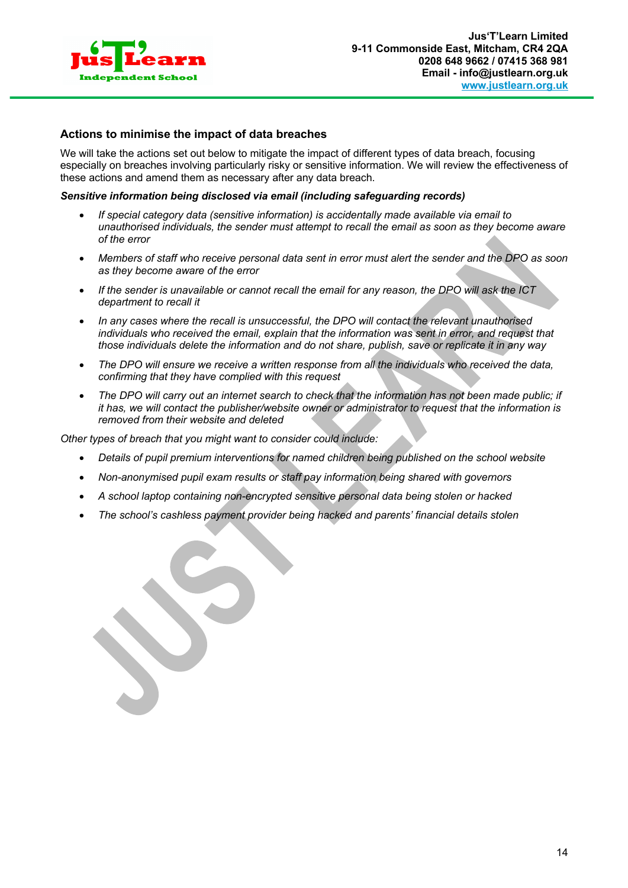## Actions to minimise the impact of data breaches

We will take the actions set out below to mitigate the impact of different types of data breach, focusing especially on breaches involving particularly risky or sensitive information. We will review the effectiveness of these actions and amend them as necessary after any data breach.

***Sensitive information being disclosed via email (including safeguarding records)***

- *If special category data (sensitive information) is accidentally made available via email to unauthorised individuals, the sender must attempt to recall the email as soon as they become aware of the error*
- *Members of staff who receive personal data sent in error must alert the sender and the DPO as soon as they become aware of the error*
- *If the sender is unavailable or cannot recall the email for any reason, the DPO will ask the ICT department to recall it*
- *In any cases where the recall is unsuccessful, the DPO will contact the relevant unauthorised individuals who received the email, explain that the information was sent in error, and request that those individuals delete the information and do not share, publish, save or replicate it in any way*
- *The DPO will ensure we receive a written response from all the individuals who received the data, confirming that they have complied with this request*
- *The DPO will carry out an internet search to check that the information has not been made public; if it has, we will contact the publisher/website owner or administrator to request that the information is removed from their website and deleted*

*Other types of breach that you might want to consider could include:*

- *Details of pupil premium interventions for named children being published on the school website*
- *Non-anonymised pupil exam results or staff pay information being shared with governors*
- *A school laptop containing non-encrypted sensitive personal data being stolen or hacked*
- *The school's cashless payment provider being hacked and parents' financial details stolen*